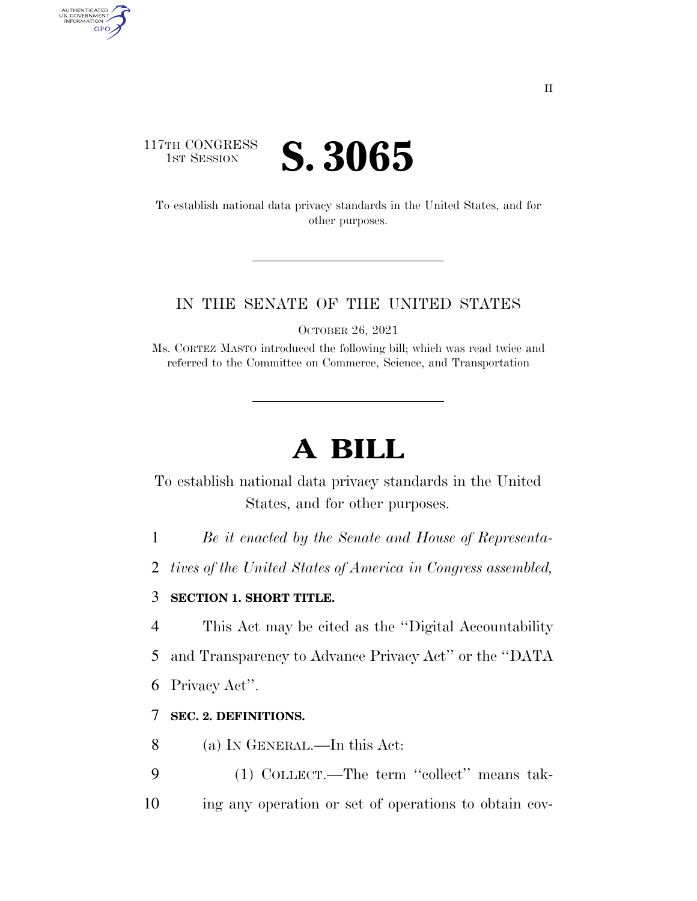117TH CONGRESS
1ST SESSION

# S. 3065

To establish national data privacy standards in the United States, and for other purposes.

IN THE SENATE OF THE UNITED STATES

OCTOBER 26, 2021

Ms. CORTEZ MASTO introduced the following bill; which was read twice and referred to the Committee on Commerce, Science, and Transportation

# A BILL

To establish national data privacy standards in the United States, and for other purposes.

*Be it enacted by the Senate and House of Representatives of the United States of America in Congress assembled,*

**SECTION 1. SHORT TITLE.**

This Act may be cited as the ''Digital Accountability and Transparency to Advance Privacy Act'' or the ''DATA Privacy Act''.

**SEC. 2. DEFINITIONS.**

(a) IN GENERAL.—In this Act:

(1) COLLECT.—The term ''collect'' means taking any operation or set of operations to obtain cov-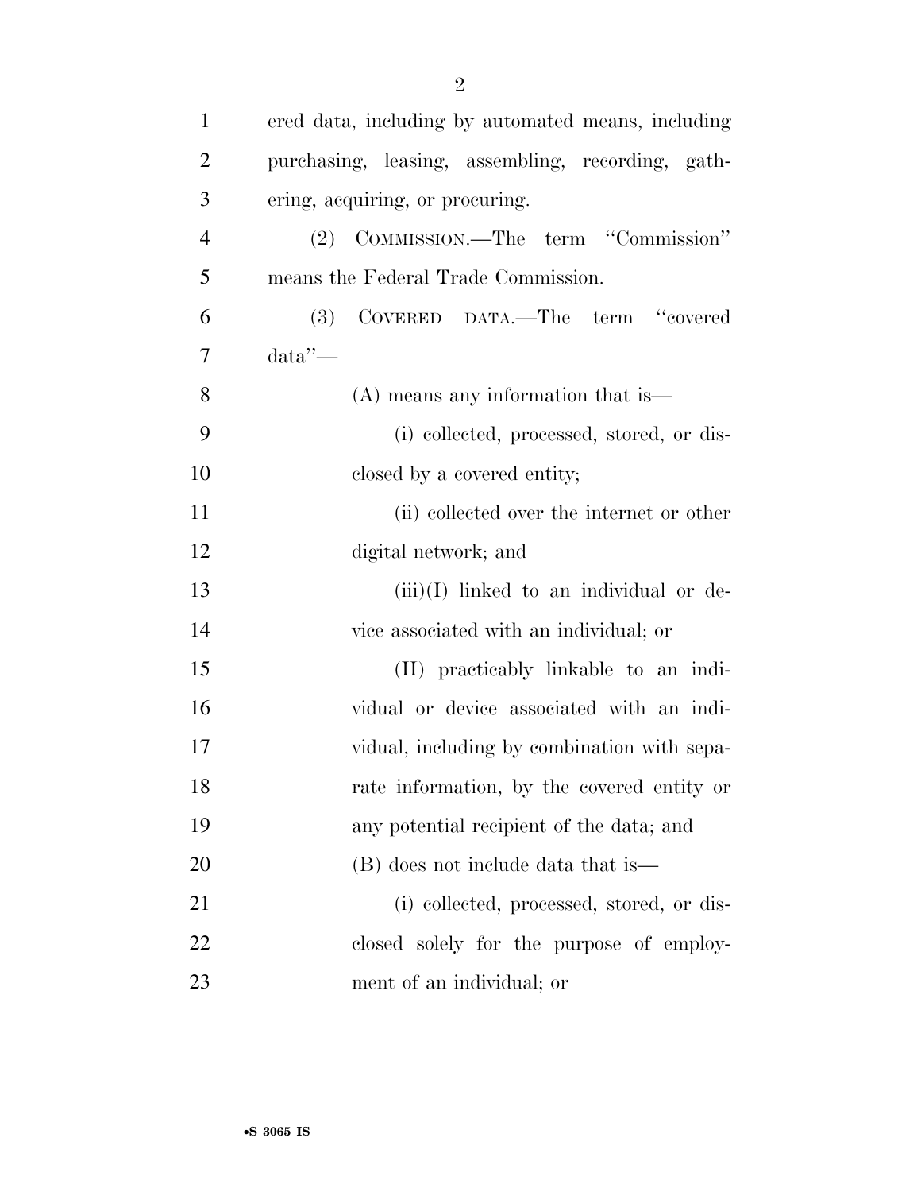ered data, including by automated means, including purchasing, leasing, assembling, recording, gathering, acquiring, or procuring.

(2) COMMISSION.—The term "Commission" means the Federal Trade Commission.

(3) COVERED DATA.—The term "covered data"—

(A) means any information that is—

(i) collected, processed, stored, or disclosed by a covered entity;

(ii) collected over the internet or other digital network; and

(iii)(I) linked to an individual or device associated with an individual; or

(II) practicably linkable to an individual or device associated with an individual, including by combination with separate information, by the covered entity or any potential recipient of the data; and

(B) does not include data that is—

(i) collected, processed, stored, or disclosed solely for the purpose of employment of an individual; or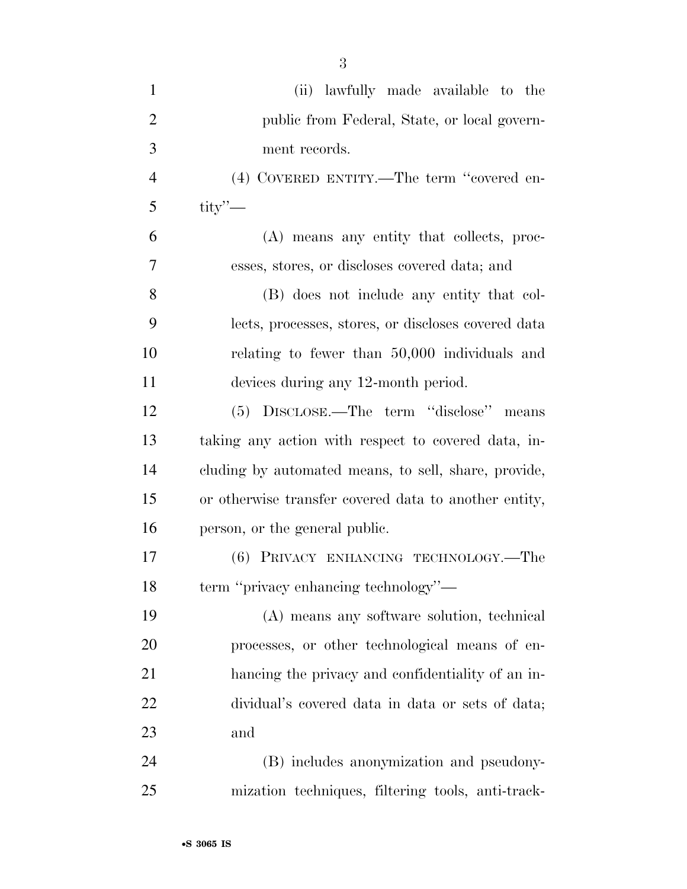(ii) lawfully made available to the public from Federal, State, or local government records.

(4) COVERED ENTITY.—The term "covered entity"—

(A) means any entity that collects, processes, stores, or discloses covered data; and

(B) does not include any entity that collects, processes, stores, or discloses covered data relating to fewer than 50,000 individuals and devices during any 12-month period.

(5) DISCLOSE.—The term "disclose" means taking any action with respect to covered data, including by automated means, to sell, share, provide, or otherwise transfer covered data to another entity, person, or the general public.

(6) PRIVACY ENHANCING TECHNOLOGY.—The term "privacy enhancing technology"—

(A) means any software solution, technical processes, or other technological means of enhancing the privacy and confidentiality of an individual's covered data in data or sets of data; and

(B) includes anonymization and pseudonymization techniques, filtering tools, anti-track-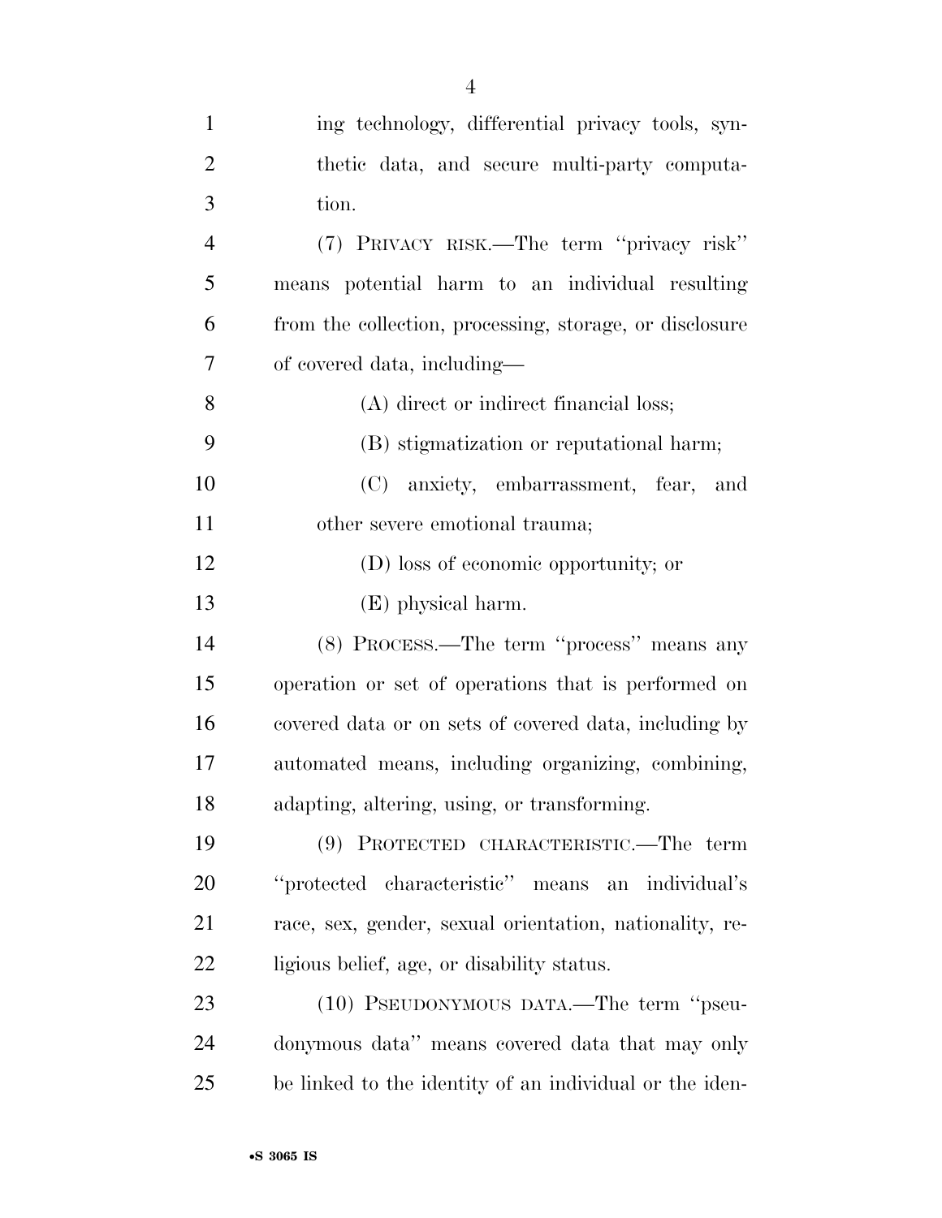ing technology, differential privacy tools, synthetic data, and secure multi-party computation.

(7) PRIVACY RISK.—The term ''privacy risk'' means potential harm to an individual resulting from the collection, processing, storage, or disclosure of covered data, including—

(A) direct or indirect financial loss;

(B) stigmatization or reputational harm;

(C) anxiety, embarrassment, fear, and other severe emotional trauma;

(D) loss of economic opportunity; or

(E) physical harm.

(8) PROCESS.—The term ''process'' means any operation or set of operations that is performed on covered data or on sets of covered data, including by automated means, including organizing, combining, adapting, altering, using, or transforming.

(9) PROTECTED CHARACTERISTIC.—The term ''protected characteristic'' means an individual's race, sex, gender, sexual orientation, nationality, religious belief, age, or disability status.

(10) PSEUDONYMOUS DATA.—The term ''pseudonymous data'' means covered data that may only be linked to the identity of an individual or the iden-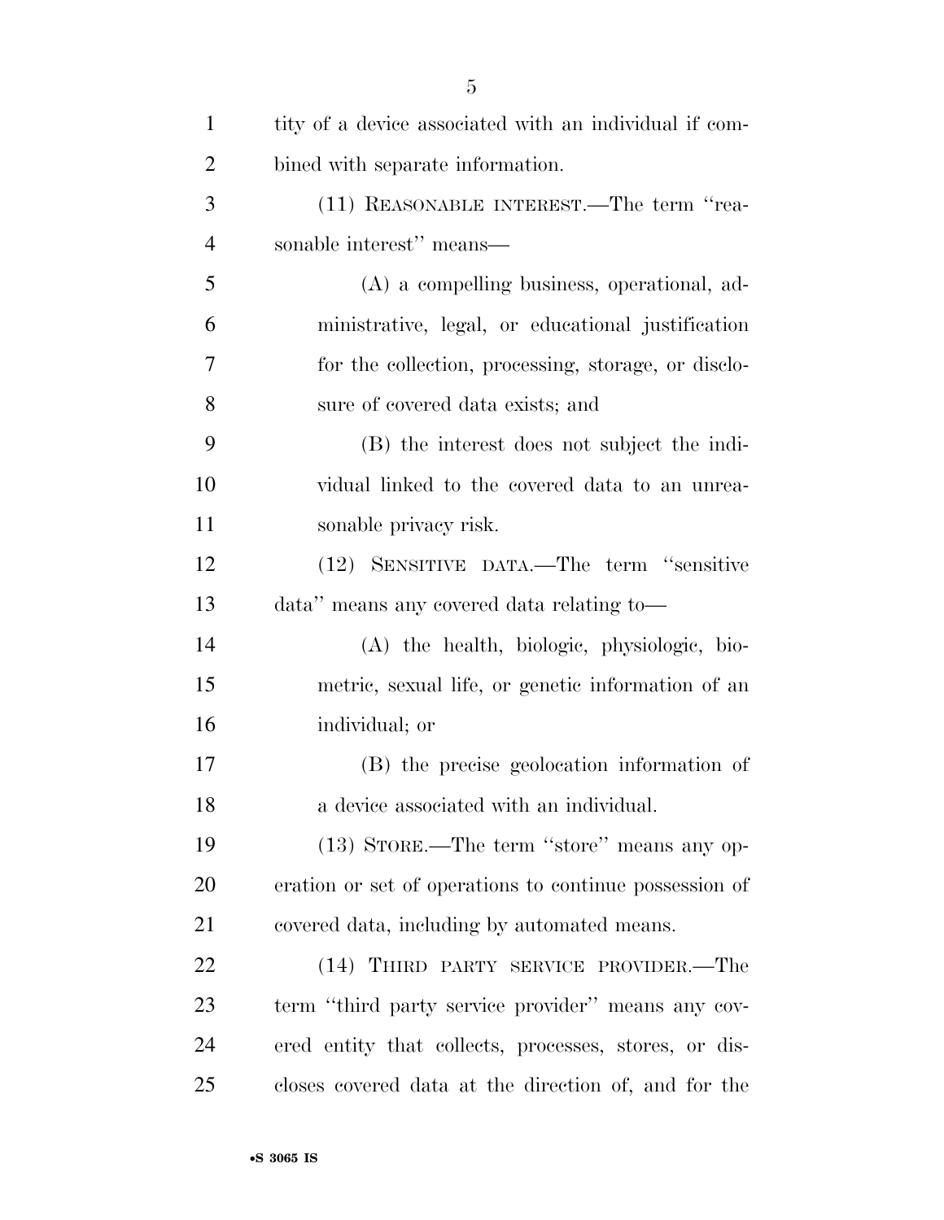tity of a device associated with an individual if combined with separate information.

(11) REASONABLE INTEREST.—The term ''reasonable interest'' means—

(A) a compelling business, operational, administrative, legal, or educational justification for the collection, processing, storage, or disclosure of covered data exists; and

(B) the interest does not subject the individual linked to the covered data to an unreasonable privacy risk.

(12) SENSITIVE DATA.—The term ''sensitive data'' means any covered data relating to—

(A) the health, biologic, physiologic, biometric, sexual life, or genetic information of an individual; or

(B) the precise geolocation information of a device associated with an individual.

(13) STORE.—The term ''store'' means any operation or set of operations to continue possession of covered data, including by automated means.

(14) THIRD PARTY SERVICE PROVIDER.—The term ''third party service provider'' means any covered entity that collects, processes, stores, or discloses covered data at the direction of, and for the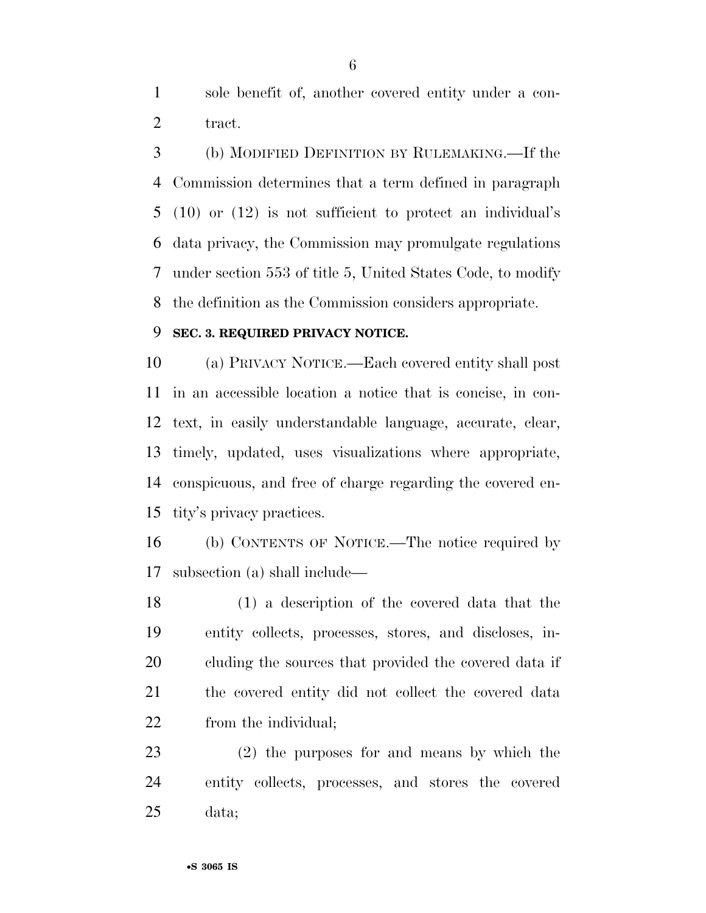sole benefit of, another covered entity under a contract.

(b) MODIFIED DEFINITION BY RULEMAKING.—If the Commission determines that a term defined in paragraph (10) or (12) is not sufficient to protect an individual's data privacy, the Commission may promulgate regulations under section 553 of title 5, United States Code, to modify the definition as the Commission considers appropriate.

**SEC. 3. REQUIRED PRIVACY NOTICE.**

(a) PRIVACY NOTICE.—Each covered entity shall post in an accessible location a notice that is concise, in context, in easily understandable language, accurate, clear, timely, updated, uses visualizations where appropriate, conspicuous, and free of charge regarding the covered entity's privacy practices.

(b) CONTENTS OF NOTICE.—The notice required by subsection (a) shall include—

(1) a description of the covered data that the entity collects, processes, stores, and discloses, including the sources that provided the covered data if the covered entity did not collect the covered data from the individual;

(2) the purposes for and means by which the entity collects, processes, and stores the covered data;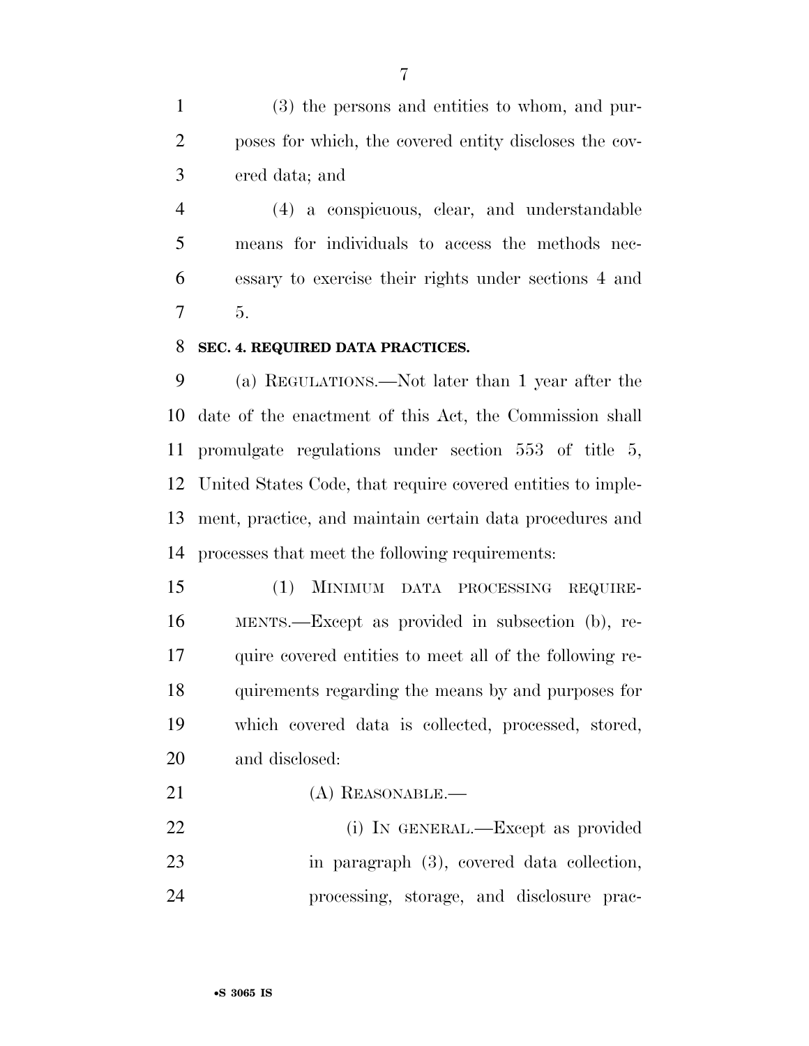(3) the persons and entities to whom, and purposes for which, the covered entity discloses the covered data; and

(4) a conspicuous, clear, and understandable means for individuals to access the methods necessary to exercise their rights under sections 4 and 5.

**SEC. 4. REQUIRED DATA PRACTICES.**

(a) REGULATIONS.—Not later than 1 year after the date of the enactment of this Act, the Commission shall promulgate regulations under section 553 of title 5, United States Code, that require covered entities to implement, practice, and maintain certain data procedures and processes that meet the following requirements:

(1) MINIMUM DATA PROCESSING REQUIREMENTS.—Except as provided in subsection (b), require covered entities to meet all of the following requirements regarding the means by and purposes for which covered data is collected, processed, stored, and disclosed:

(A) REASONABLE.—

(i) IN GENERAL.—Except as provided in paragraph (3), covered data collection, processing, storage, and disclosure prac-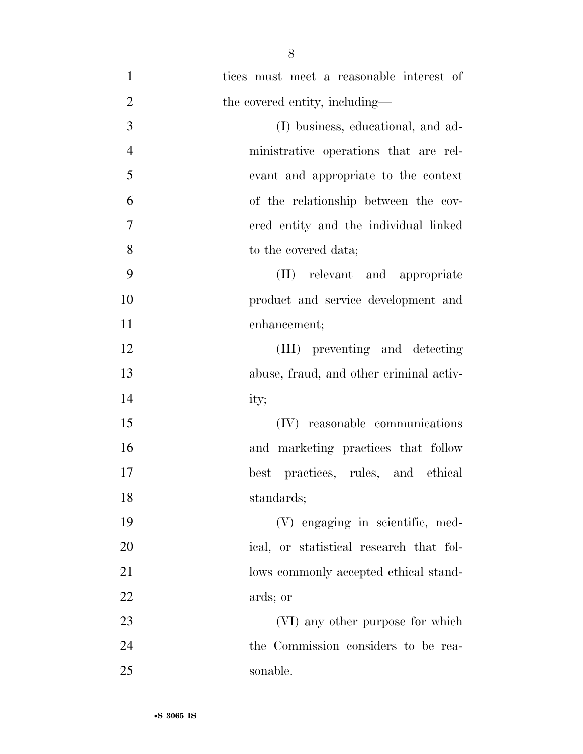tices must meet a reasonable interest of the covered entity, including—

(I) business, educational, and administrative operations that are relevant and appropriate to the context of the relationship between the covered entity and the individual linked to the covered data;

(II) relevant and appropriate product and service development and enhancement;

(III) preventing and detecting abuse, fraud, and other criminal activity;

(IV) reasonable communications and marketing practices that follow best practices, rules, and ethical standards;

(V) engaging in scientific, medical, or statistical research that follows commonly accepted ethical standards; or

(VI) any other purpose for which the Commission considers to be reasonable.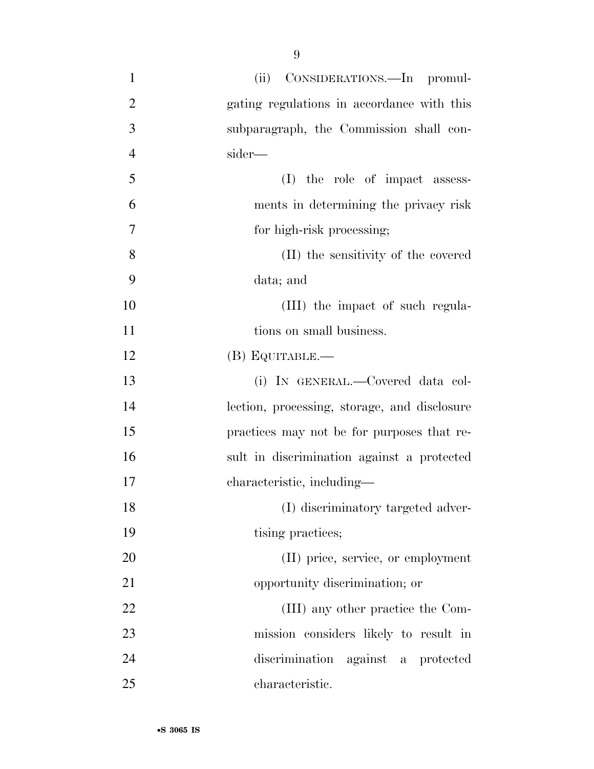(ii) CONSIDERATIONS.—In promulgating regulations in accordance with this subparagraph, the Commission shall consider—

(I) the role of impact assessments in determining the privacy risk for high-risk processing;

(II) the sensitivity of the covered data; and

(III) the impact of such regulations on small business.

(B) EQUITABLE.—

(i) IN GENERAL.—Covered data collection, processing, storage, and disclosure practices may not be for purposes that result in discrimination against a protected characteristic, including—

(I) discriminatory targeted advertising practices;

(II) price, service, or employment opportunity discrimination; or

(III) any other practice the Commission considers likely to result in discrimination against a protected characteristic.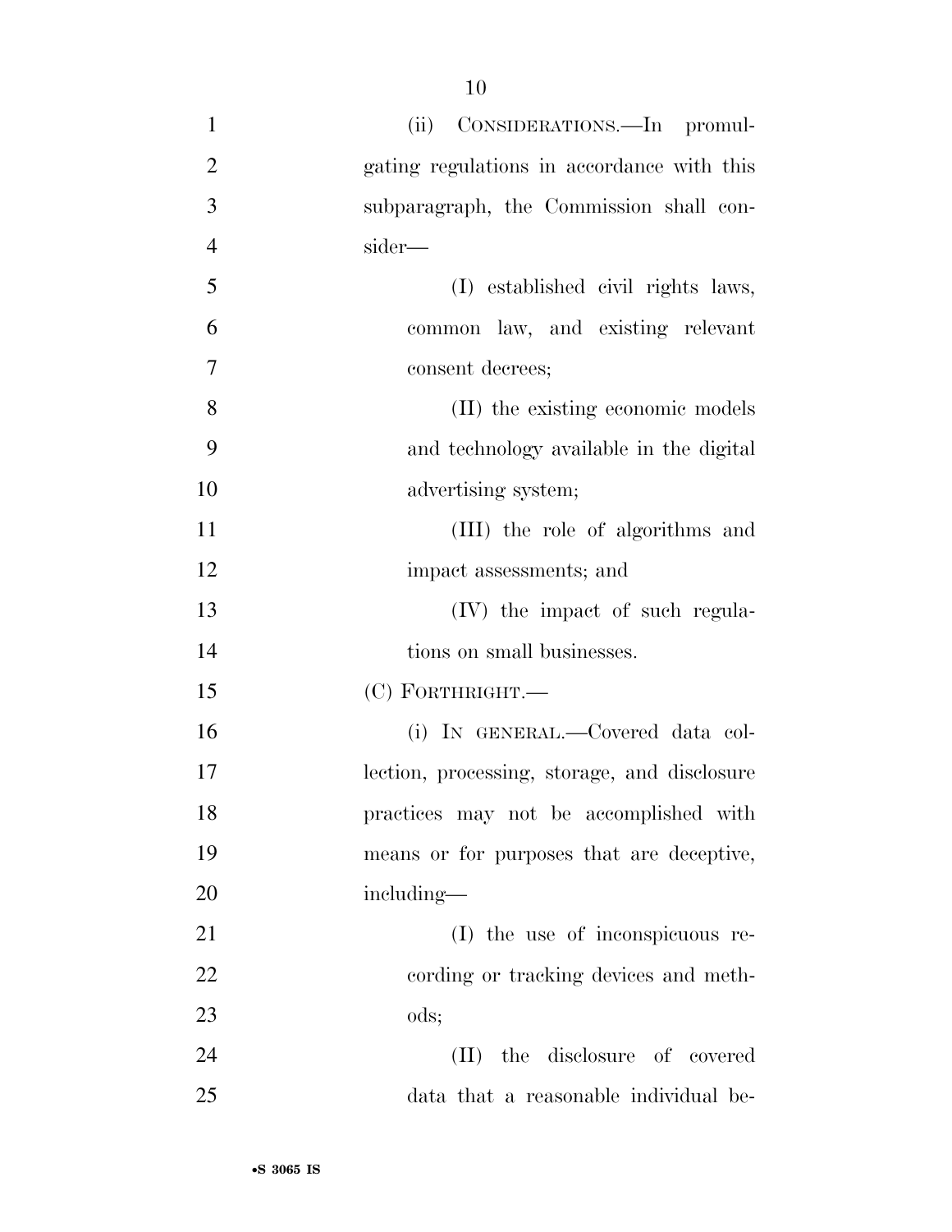(ii) CONSIDERATIONS.—In promulgating regulations in accordance with this subparagraph, the Commission shall consider—

(I) established civil rights laws, common law, and existing relevant consent decrees;

(II) the existing economic models and technology available in the digital advertising system;

(III) the role of algorithms and impact assessments; and

(IV) the impact of such regulations on small businesses.

(C) FORTHRIGHT.—

(i) IN GENERAL.—Covered data collection, processing, storage, and disclosure practices may not be accomplished with means or for purposes that are deceptive, including—

(I) the use of inconspicuous recording or tracking devices and methods;

(II) the disclosure of covered data that a reasonable individual be-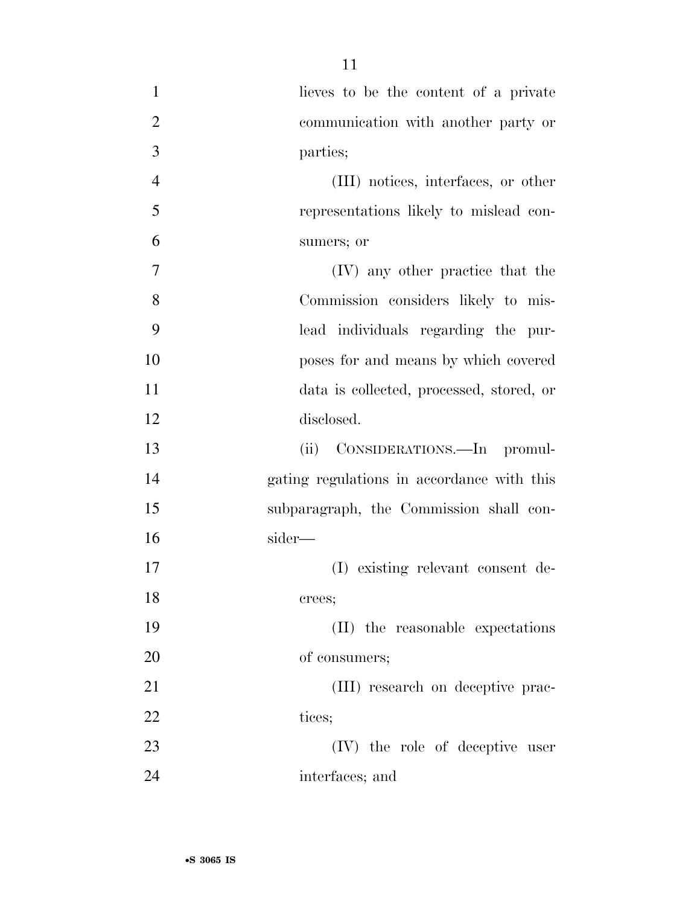lieves to be the content of a private communication with another party or parties;

(III) notices, interfaces, or other representations likely to mislead consumers; or

(IV) any other practice that the Commission considers likely to mislead individuals regarding the purposes for and means by which covered data is collected, processed, stored, or disclosed.

(ii) CONSIDERATIONS.—In promulgating regulations in accordance with this subparagraph, the Commission shall consider—

(I) existing relevant consent decrees;

(II) the reasonable expectations of consumers;

(III) research on deceptive practices;

(IV) the role of deceptive user interfaces; and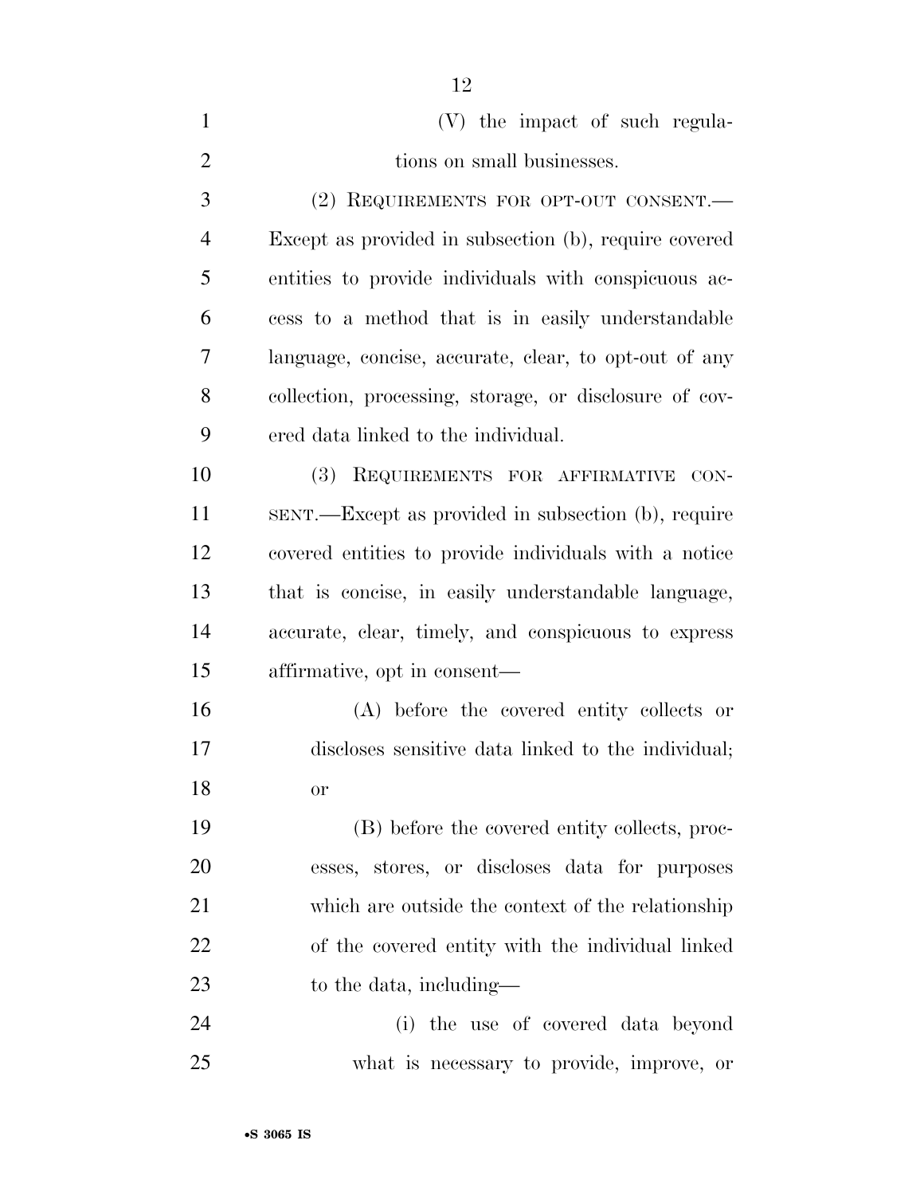(V) the impact of such regulations on small businesses.

(2) REQUIREMENTS FOR OPT-OUT CONSENT.—Except as provided in subsection (b), require covered entities to provide individuals with conspicuous access to a method that is in easily understandable language, concise, accurate, clear, to opt-out of any collection, processing, storage, or disclosure of covered data linked to the individual.

(3) REQUIREMENTS FOR AFFIRMATIVE CONSENT.—Except as provided in subsection (b), require covered entities to provide individuals with a notice that is concise, in easily understandable language, accurate, clear, timely, and conspicuous to express affirmative, opt in consent—

(A) before the covered entity collects or discloses sensitive data linked to the individual; or

(B) before the covered entity collects, processes, stores, or discloses data for purposes which are outside the context of the relationship of the covered entity with the individual linked to the data, including—

(i) the use of covered data beyond what is necessary to provide, improve, or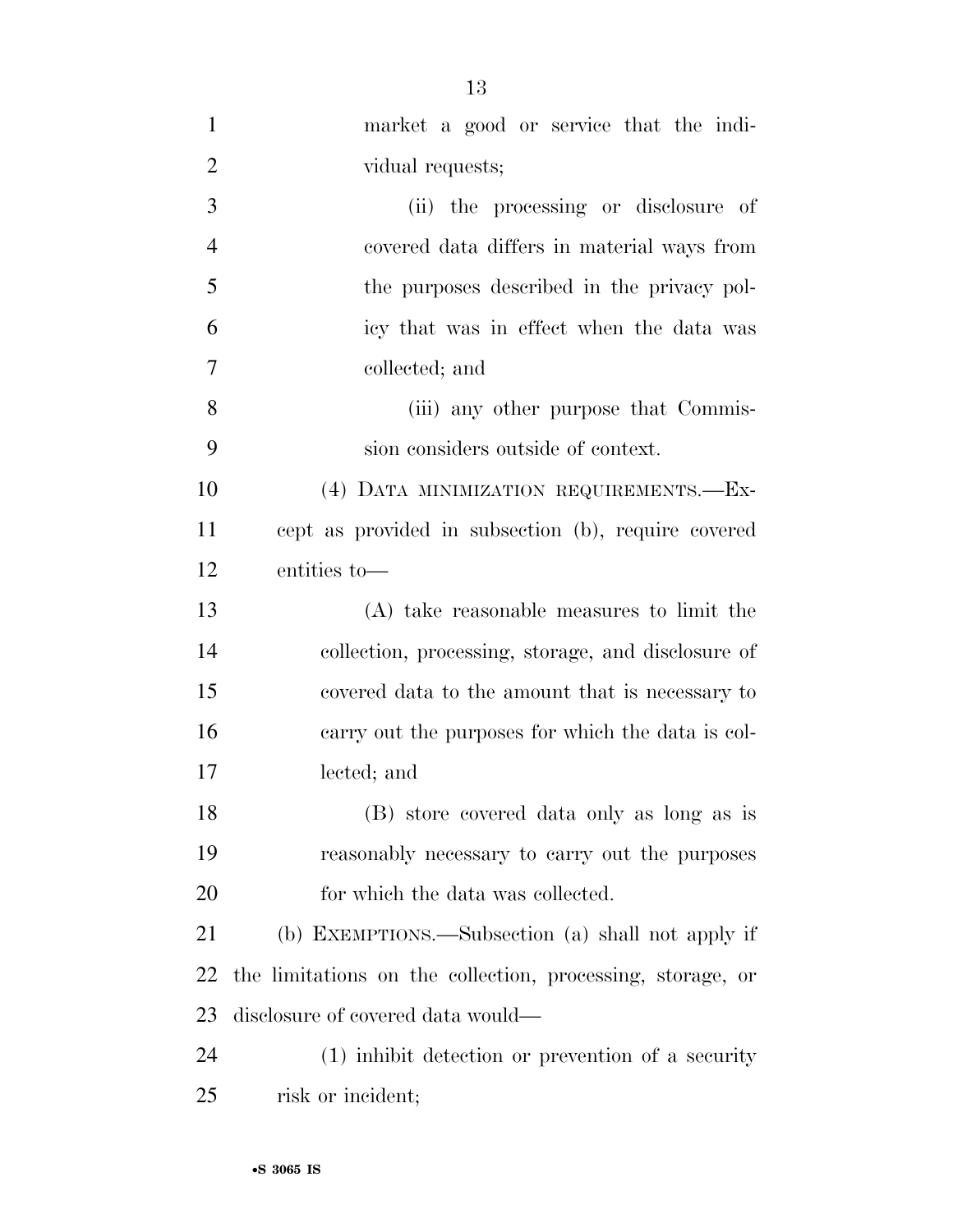market a good or service that the individual requests;

(ii) the processing or disclosure of covered data differs in material ways from the purposes described in the privacy policy that was in effect when the data was collected; and

(iii) any other purpose that Commission considers outside of context.

(4) DATA MINIMIZATION REQUIREMENTS.—Except as provided in subsection (b), require covered entities to—

(A) take reasonable measures to limit the collection, processing, storage, and disclosure of covered data to the amount that is necessary to carry out the purposes for which the data is collected; and

(B) store covered data only as long as is reasonably necessary to carry out the purposes for which the data was collected.

(b) EXEMPTIONS.—Subsection (a) shall not apply if the limitations on the collection, processing, storage, or disclosure of covered data would—

(1) inhibit detection or prevention of a security risk or incident;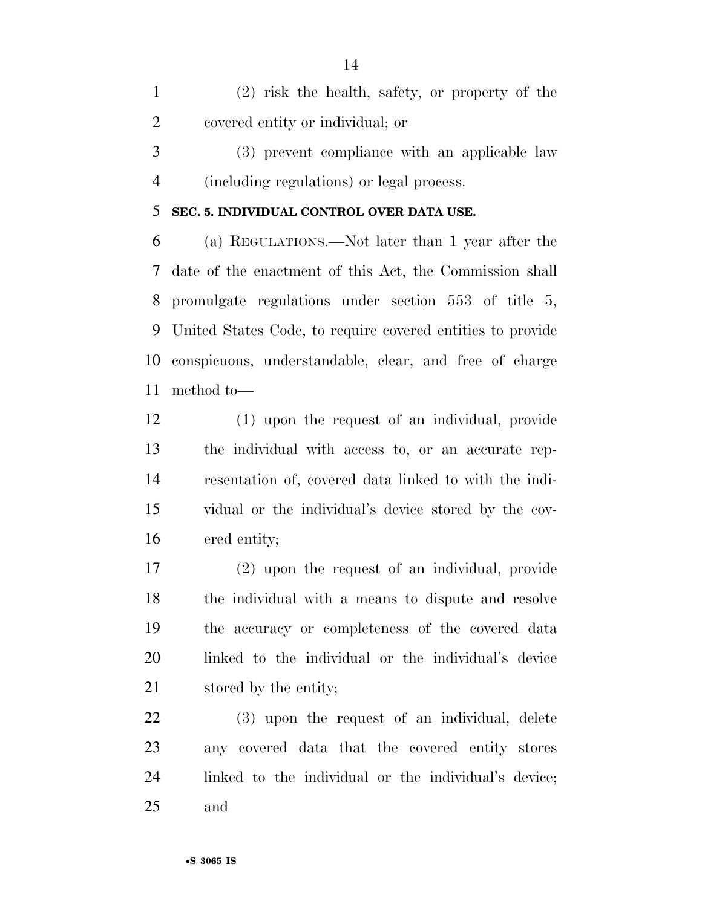(2) risk the health, safety, or property of the covered entity or individual; or

(3) prevent compliance with an applicable law (including regulations) or legal process.

**SEC. 5. INDIVIDUAL CONTROL OVER DATA USE.**

(a) REGULATIONS.—Not later than 1 year after the date of the enactment of this Act, the Commission shall promulgate regulations under section 553 of title 5, United States Code, to require covered entities to provide conspicuous, understandable, clear, and free of charge method to—

(1) upon the request of an individual, provide the individual with access to, or an accurate representation of, covered data linked to with the individual or the individual's device stored by the covered entity;

(2) upon the request of an individual, provide the individual with a means to dispute and resolve the accuracy or completeness of the covered data linked to the individual or the individual's device stored by the entity;

(3) upon the request of an individual, delete any covered data that the covered entity stores linked to the individual or the individual's device; and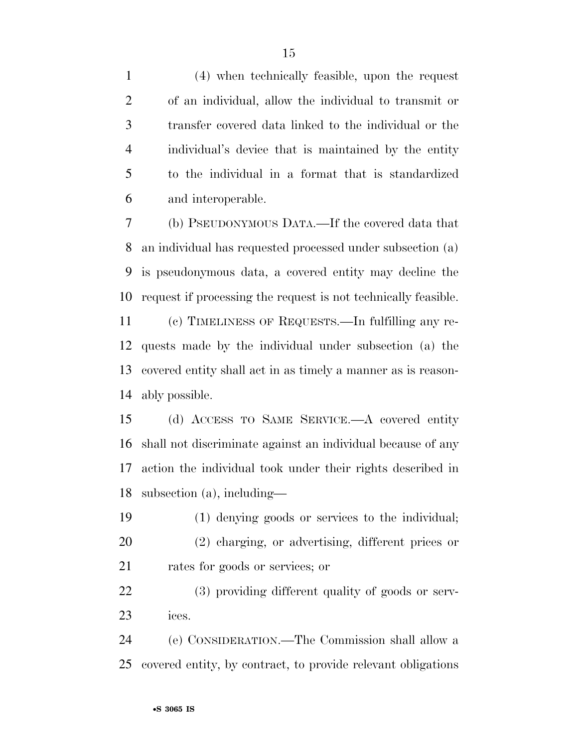(4) when technically feasible, upon the request of an individual, allow the individual to transmit or transfer covered data linked to the individual or the individual's device that is maintained by the entity to the individual in a format that is standardized and interoperable.

(b) PSEUDONYMOUS DATA.—If the covered data that an individual has requested processed under subsection (a) is pseudonymous data, a covered entity may decline the request if processing the request is not technically feasible.

(c) TIMELINESS OF REQUESTS.—In fulfilling any requests made by the individual under subsection (a) the covered entity shall act in as timely a manner as is reasonably possible.

(d) ACCESS TO SAME SERVICE.—A covered entity shall not discriminate against an individual because of any action the individual took under their rights described in subsection (a), including—

(1) denying goods or services to the individual;

(2) charging, or advertising, different prices or rates for goods or services; or

(3) providing different quality of goods or services.

(e) CONSIDERATION.—The Commission shall allow a covered entity, by contract, to provide relevant obligations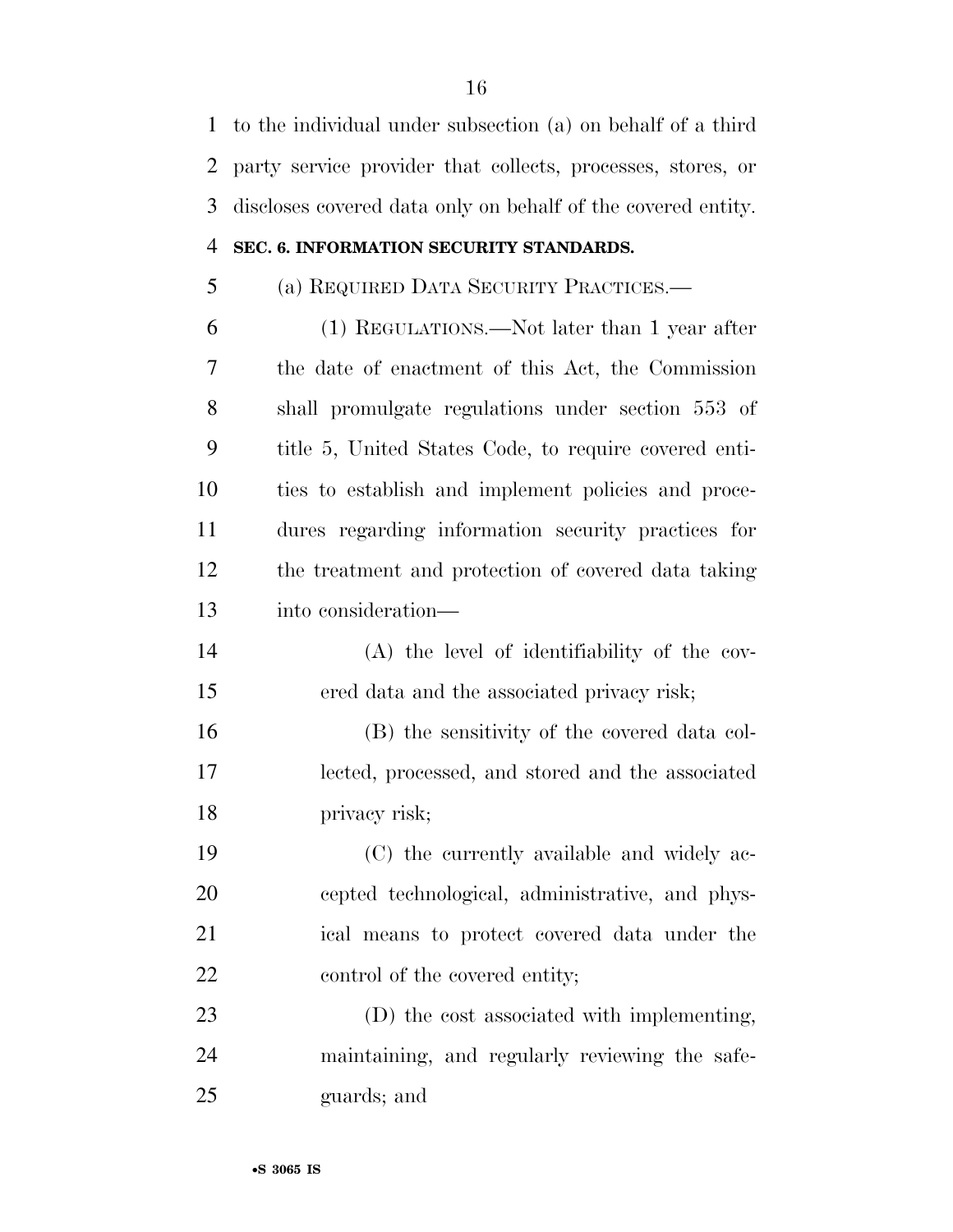to the individual under subsection (a) on behalf of a third party service provider that collects, processes, stores, or discloses covered data only on behalf of the covered entity.

## SEC. 6. INFORMATION SECURITY STANDARDS.

(a) REQUIRED DATA SECURITY PRACTICES.—

(1) REGULATIONS.—Not later than 1 year after the date of enactment of this Act, the Commission shall promulgate regulations under section 553 of title 5, United States Code, to require covered entities to establish and implement policies and procedures regarding information security practices for the treatment and protection of covered data taking into consideration—

(A) the level of identifiability of the covered data and the associated privacy risk;

(B) the sensitivity of the covered data collected, processed, and stored and the associated privacy risk;

(C) the currently available and widely accepted technological, administrative, and physical means to protect covered data under the control of the covered entity;

(D) the cost associated with implementing, maintaining, and regularly reviewing the safeguards; and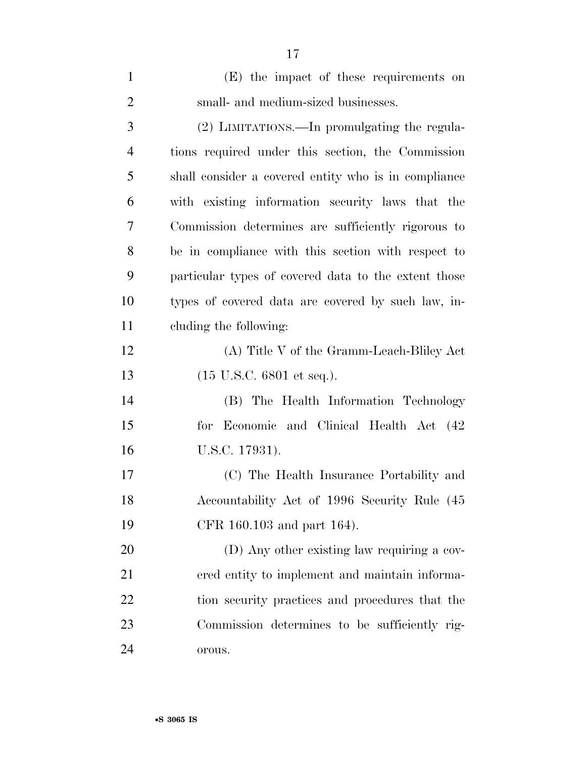(E) the impact of these requirements on small- and medium-sized businesses.

(2) LIMITATIONS.—In promulgating the regulations required under this section, the Commission shall consider a covered entity who is in compliance with existing information security laws that the Commission determines are sufficiently rigorous to be in compliance with this section with respect to particular types of covered data to the extent those types of covered data are covered by such law, including the following:

(A) Title V of the Gramm-Leach-Bliley Act (15 U.S.C. 6801 et seq.).

(B) The Health Information Technology for Economic and Clinical Health Act (42 U.S.C. 17931).

(C) The Health Insurance Portability and Accountability Act of 1996 Security Rule (45 CFR 160.103 and part 164).

(D) Any other existing law requiring a covered entity to implement and maintain information security practices and procedures that the Commission determines to be sufficiently rigorous.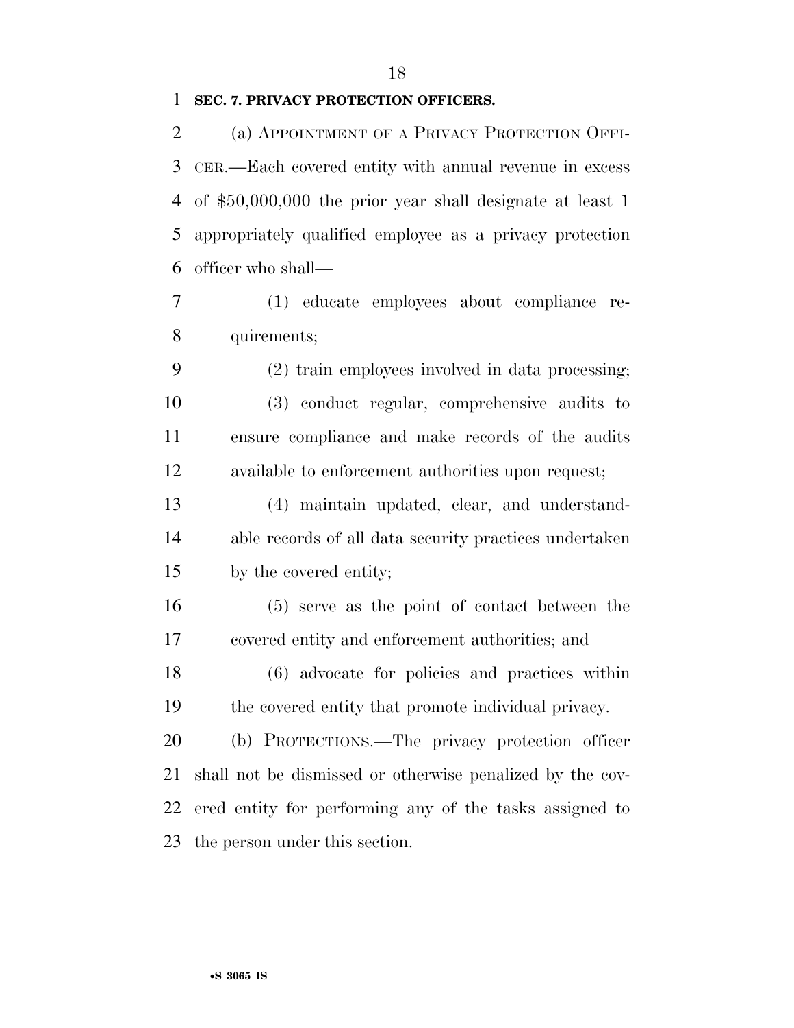## SEC. 7. PRIVACY PROTECTION OFFICERS.

(a) APPOINTMENT OF A PRIVACY PROTECTION OFFICER.—Each covered entity with annual revenue in excess of $50,000,000 the prior year shall designate at least 1 appropriately qualified employee as a privacy protection officer who shall—

(1) educate employees about compliance requirements;

(2) train employees involved in data processing;

(3) conduct regular, comprehensive audits to ensure compliance and make records of the audits available to enforcement authorities upon request;

(4) maintain updated, clear, and understandable records of all data security practices undertaken by the covered entity;

(5) serve as the point of contact between the covered entity and enforcement authorities; and

(6) advocate for policies and practices within the covered entity that promote individual privacy.

(b) PROTECTIONS.—The privacy protection officer shall not be dismissed or otherwise penalized by the covered entity for performing any of the tasks assigned to the person under this section.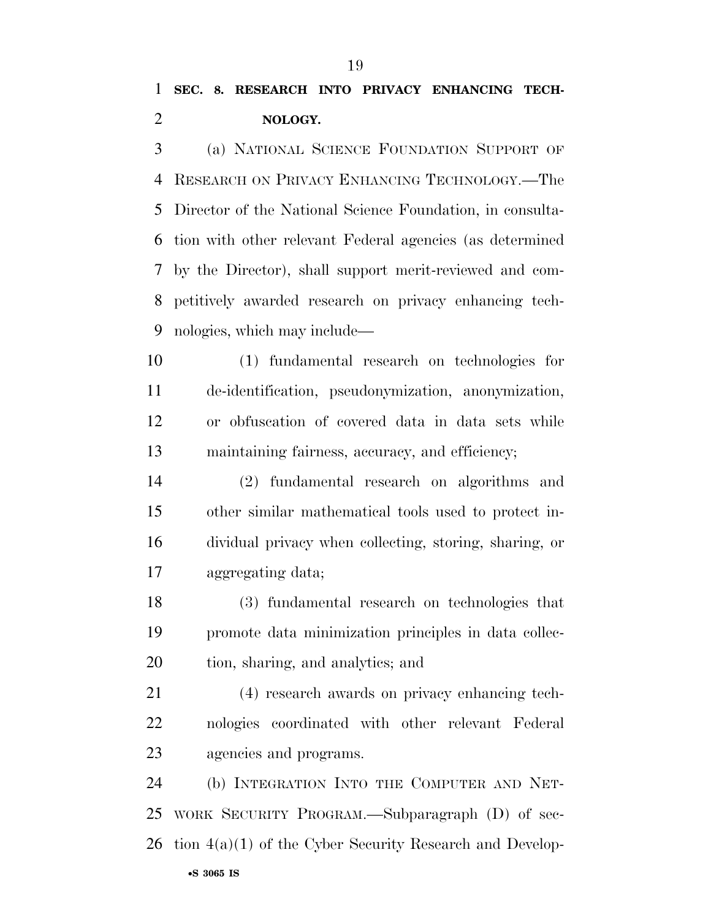**SEC. 8. RESEARCH INTO PRIVACY ENHANCING TECHNOLOGY.**

(a) NATIONAL SCIENCE FOUNDATION SUPPORT OF RESEARCH ON PRIVACY ENHANCING TECHNOLOGY.—The Director of the National Science Foundation, in consultation with other relevant Federal agencies (as determined by the Director), shall support merit-reviewed and competitively awarded research on privacy enhancing technologies, which may include—

(1) fundamental research on technologies for de-identification, pseudonymization, anonymization, or obfuscation of covered data in data sets while maintaining fairness, accuracy, and efficiency;

(2) fundamental research on algorithms and other similar mathematical tools used to protect individual privacy when collecting, storing, sharing, or aggregating data;

(3) fundamental research on technologies that promote data minimization principles in data collection, sharing, and analytics; and

(4) research awards on privacy enhancing technologies coordinated with other relevant Federal agencies and programs.

(b) INTEGRATION INTO THE COMPUTER AND NETWORK SECURITY PROGRAM.—Subparagraph (D) of section 4(a)(1) of the Cyber Security Research and Develop-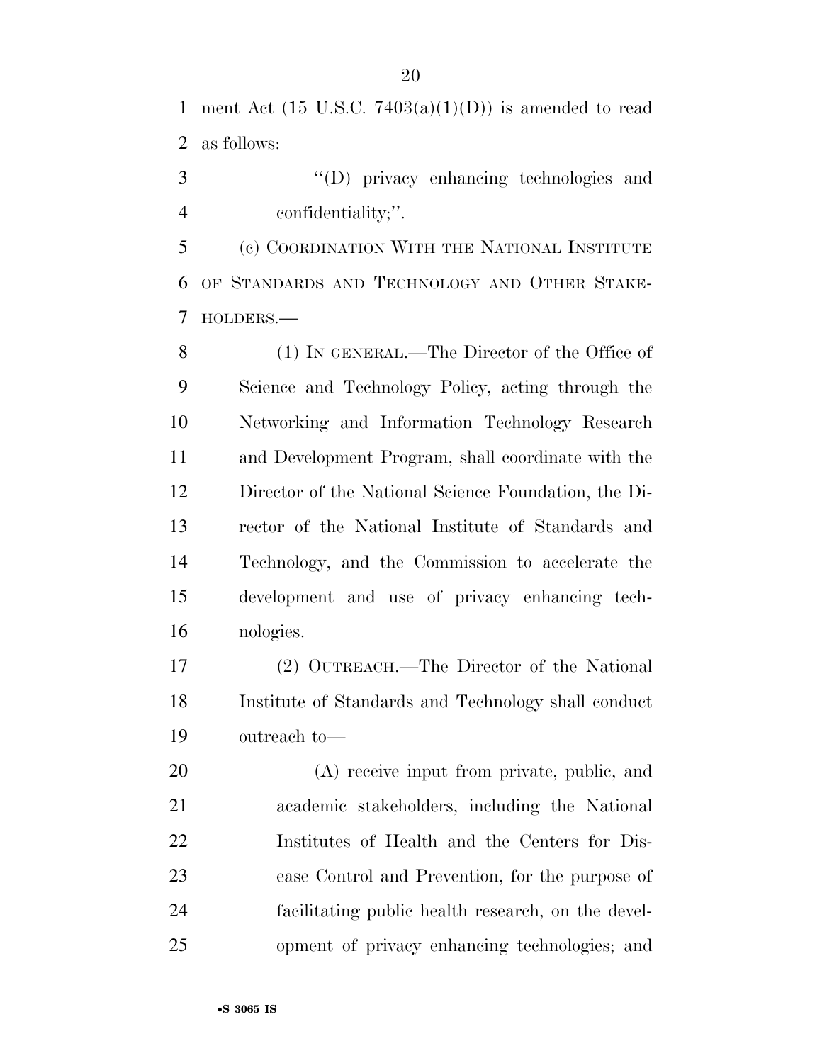ment Act (15 U.S.C. 7403(a)(1)(D)) is amended to read as follows:

"(D) privacy enhancing technologies and confidentiality;".

(c) COORDINATION WITH THE NATIONAL INSTITUTE OF STANDARDS AND TECHNOLOGY AND OTHER STAKEHOLDERS.—

(1) IN GENERAL.—The Director of the Office of Science and Technology Policy, acting through the Networking and Information Technology Research and Development Program, shall coordinate with the Director of the National Science Foundation, the Director of the National Institute of Standards and Technology, and the Commission to accelerate the development and use of privacy enhancing technologies.

(2) OUTREACH.—The Director of the National Institute of Standards and Technology shall conduct outreach to—

(A) receive input from private, public, and academic stakeholders, including the National Institutes of Health and the Centers for Disease Control and Prevention, for the purpose of facilitating public health research, on the development of privacy enhancing technologies; and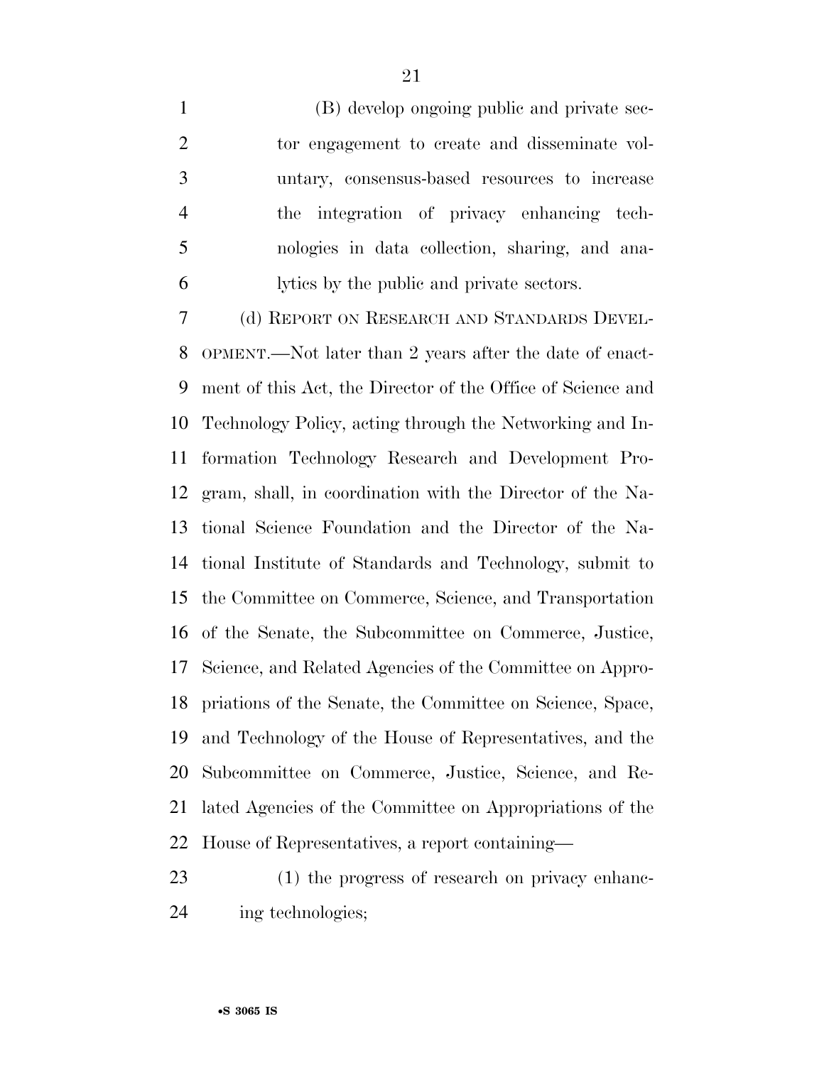(B) develop ongoing public and private sector engagement to create and disseminate voluntary, consensus-based resources to increase the integration of privacy enhancing technologies in data collection, sharing, and analytics by the public and private sectors.

(d) REPORT ON RESEARCH AND STANDARDS DEVELOPMENT.—Not later than 2 years after the date of enactment of this Act, the Director of the Office of Science and Technology Policy, acting through the Networking and Information Technology Research and Development Program, shall, in coordination with the Director of the National Science Foundation and the Director of the National Institute of Standards and Technology, submit to the Committee on Commerce, Science, and Transportation of the Senate, the Subcommittee on Commerce, Justice, Science, and Related Agencies of the Committee on Appropriations of the Senate, the Committee on Science, Space, and Technology of the House of Representatives, and the Subcommittee on Commerce, Justice, Science, and Related Agencies of the Committee on Appropriations of the House of Representatives, a report containing—

(1) the progress of research on privacy enhancing technologies;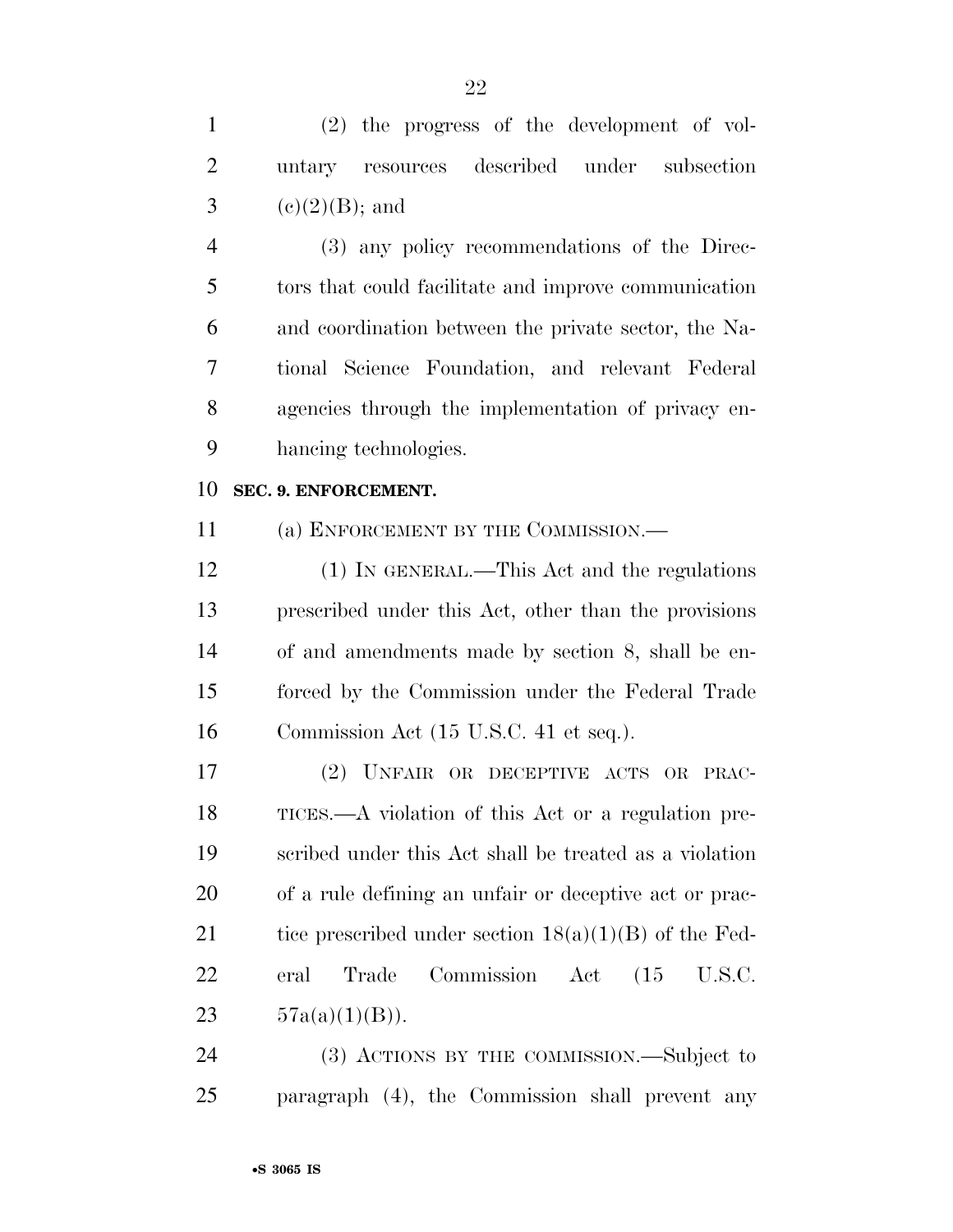(2) the progress of the development of voluntary resources described under subsection (c)(2)(B); and

(3) any policy recommendations of the Directors that could facilitate and improve communication and coordination between the private sector, the National Science Foundation, and relevant Federal agencies through the implementation of privacy enhancing technologies.

**SEC. 9. ENFORCEMENT.**

(a) ENFORCEMENT BY THE COMMISSION.—

(1) IN GENERAL.—This Act and the regulations prescribed under this Act, other than the provisions of and amendments made by section 8, shall be enforced by the Commission under the Federal Trade Commission Act (15 U.S.C. 41 et seq.).

(2) UNFAIR OR DECEPTIVE ACTS OR PRACTICES.—A violation of this Act or a regulation prescribed under this Act shall be treated as a violation of a rule defining an unfair or deceptive act or practice prescribed under section 18(a)(1)(B) of the Federal Trade Commission Act (15 U.S.C. 57a(a)(1)(B)).

(3) ACTIONS BY THE COMMISSION.—Subject to paragraph (4), the Commission shall prevent any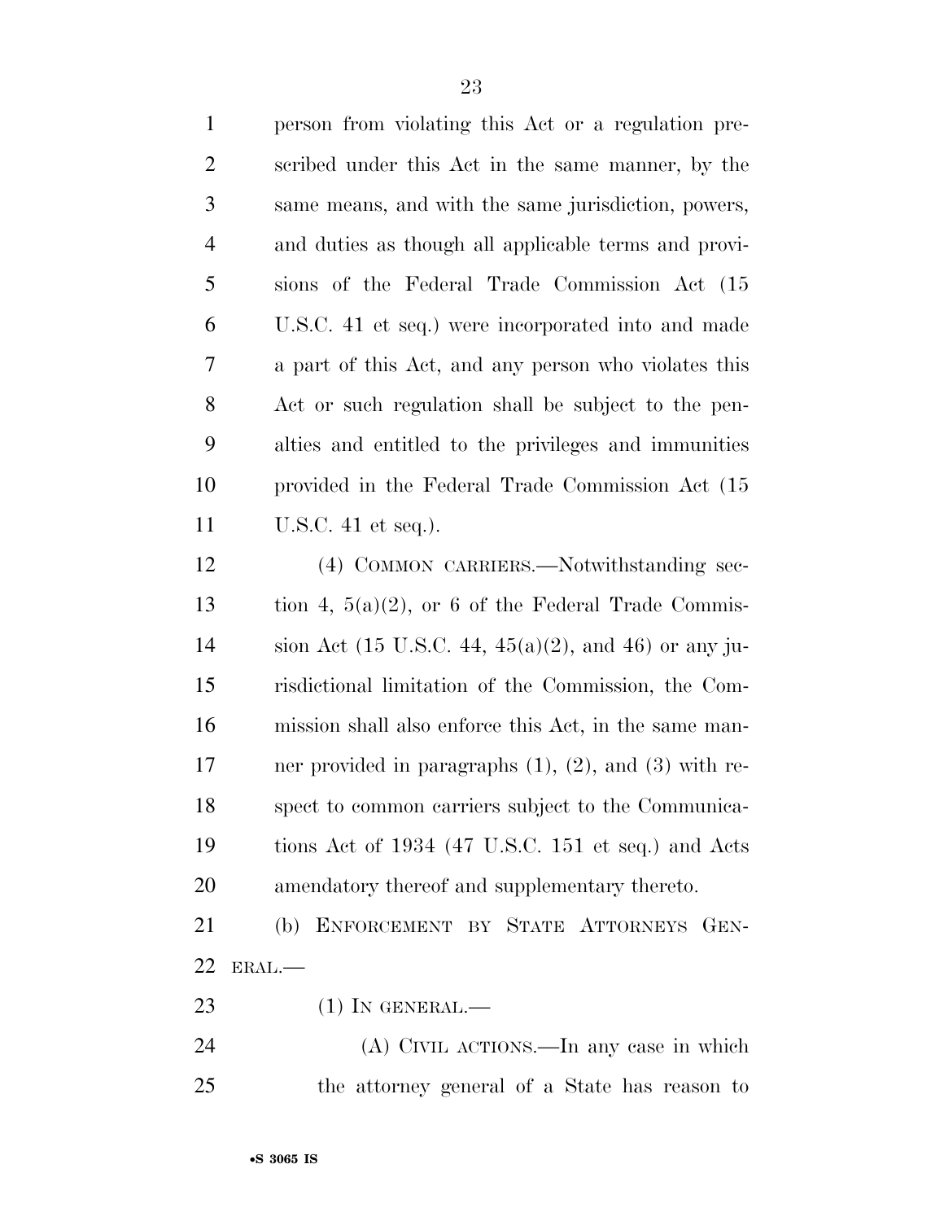person from violating this Act or a regulation prescribed under this Act in the same manner, by the same means, and with the same jurisdiction, powers, and duties as though all applicable terms and provisions of the Federal Trade Commission Act (15 U.S.C. 41 et seq.) were incorporated into and made a part of this Act, and any person who violates this Act or such regulation shall be subject to the penalties and entitled to the privileges and immunities provided in the Federal Trade Commission Act (15 U.S.C. 41 et seq.).

(4) COMMON CARRIERS.—Notwithstanding section 4, 5(a)(2), or 6 of the Federal Trade Commission Act (15 U.S.C. 44, 45(a)(2), and 46) or any jurisdictional limitation of the Commission, the Commission shall also enforce this Act, in the same manner provided in paragraphs (1), (2), and (3) with respect to common carriers subject to the Communications Act of 1934 (47 U.S.C. 151 et seq.) and Acts amendatory thereof and supplementary thereto.

(b) ENFORCEMENT BY STATE ATTORNEYS GENERAL.—

(1) IN GENERAL.—

(A) CIVIL ACTIONS.—In any case in which the attorney general of a State has reason to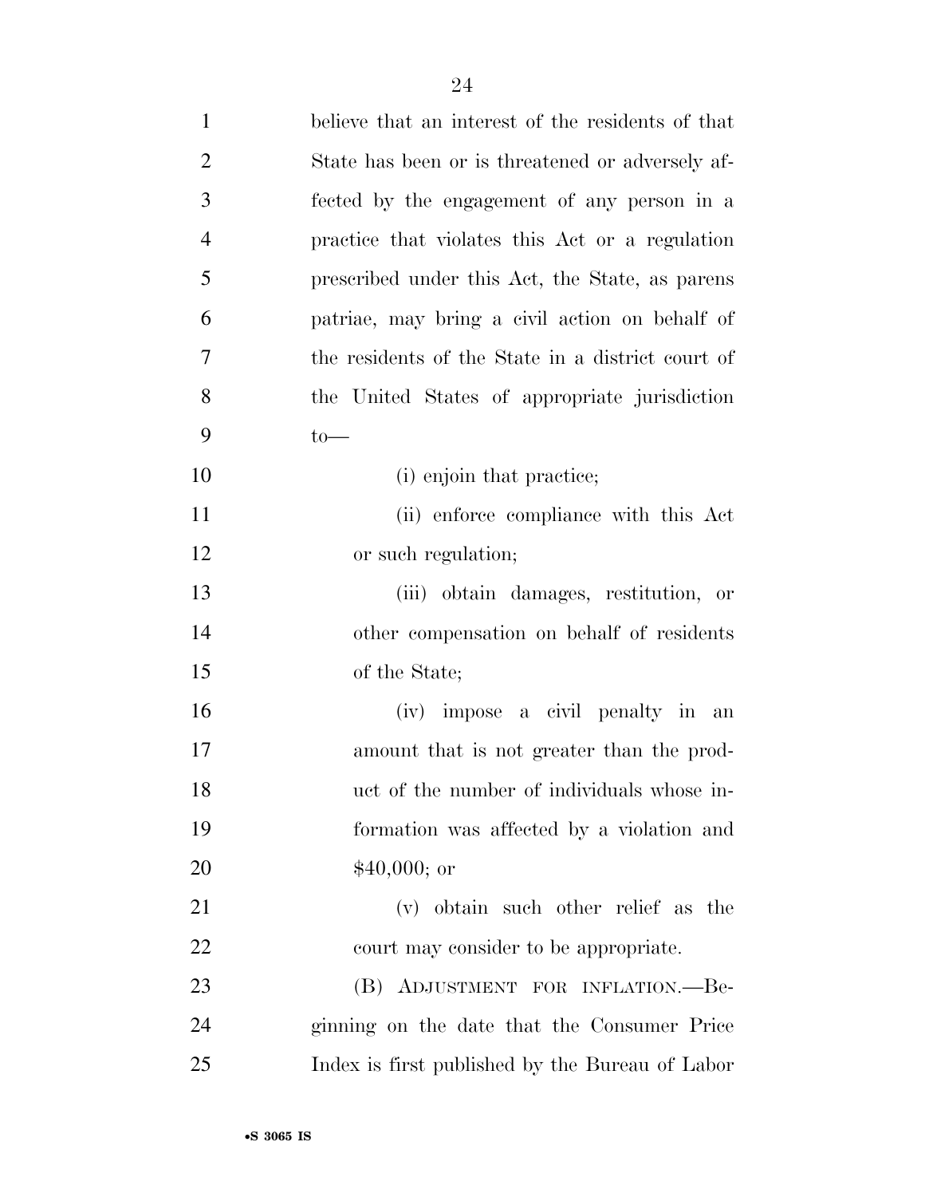believe that an interest of the residents of that State has been or is threatened or adversely affected by the engagement of any person in a practice that violates this Act or a regulation prescribed under this Act, the State, as parens patriae, may bring a civil action on behalf of the residents of the State in a district court of the United States of appropriate jurisdiction to—

(i) enjoin that practice;

(ii) enforce compliance with this Act or such regulation;

(iii) obtain damages, restitution, or other compensation on behalf of residents of the State;

(iv) impose a civil penalty in an amount that is not greater than the product of the number of individuals whose information was affected by a violation and $40,000; or

(v) obtain such other relief as the court may consider to be appropriate.

(B) ADJUSTMENT FOR INFLATION.—Beginning on the date that the Consumer Price Index is first published by the Bureau of Labor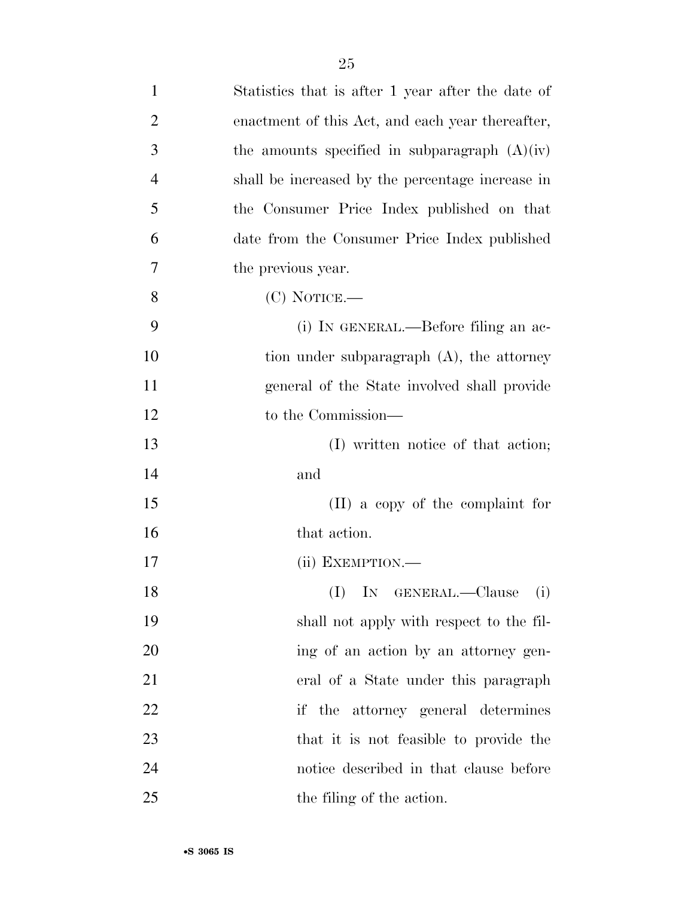Statistics that is after 1 year after the date of enactment of this Act, and each year thereafter, the amounts specified in subparagraph (A)(iv) shall be increased by the percentage increase in the Consumer Price Index published on that date from the Consumer Price Index published the previous year.

(C) NOTICE.—

(i) IN GENERAL.—Before filing an action under subparagraph (A), the attorney general of the State involved shall provide to the Commission—

(I) written notice of that action; and

(II) a copy of the complaint for that action.

(ii) EXEMPTION.—

(I) IN GENERAL.—Clause (i) shall not apply with respect to the filing of an action by an attorney general of a State under this paragraph if the attorney general determines that it is not feasible to provide the notice described in that clause before the filing of the action.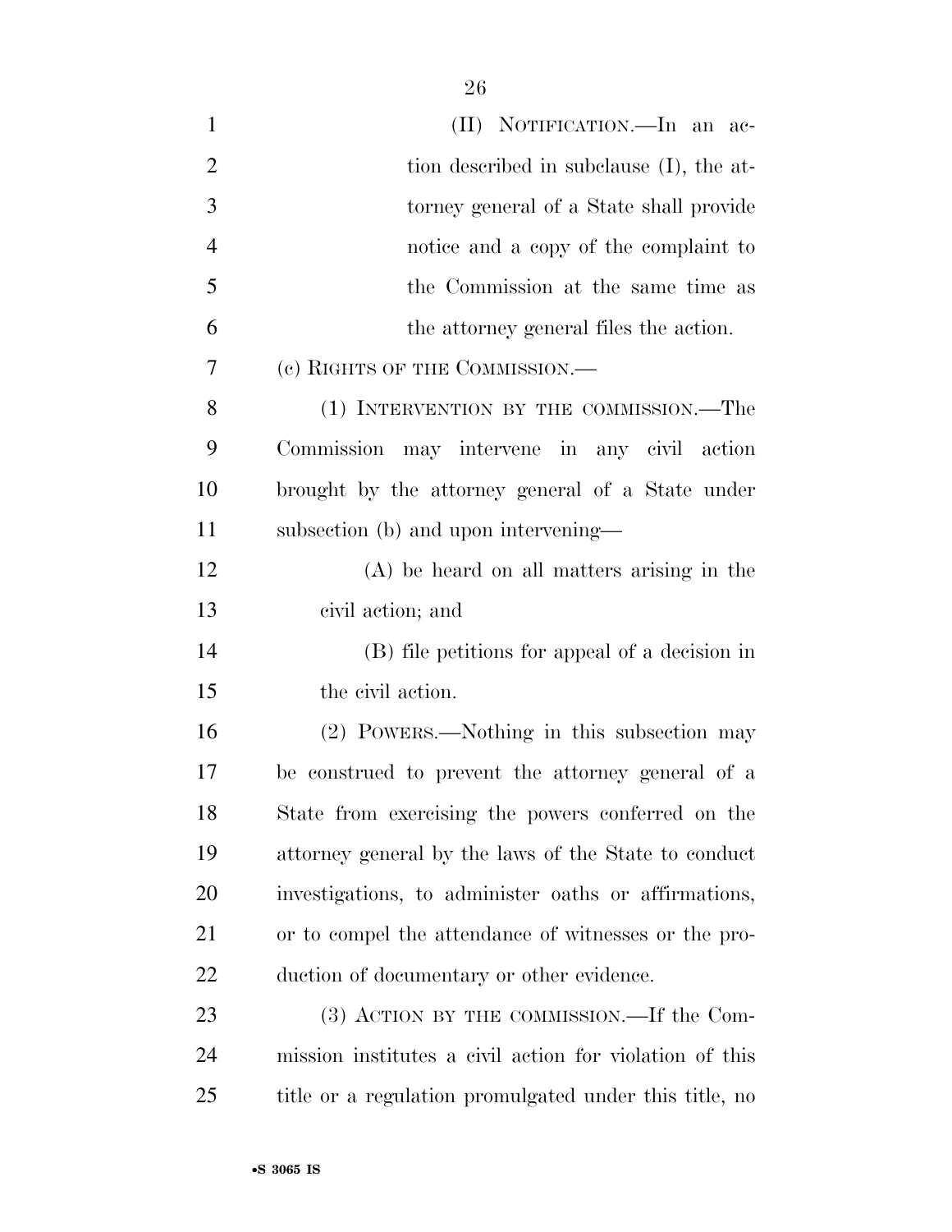(II) NOTIFICATION.—In an action described in subclause (I), the attorney general of a State shall provide notice and a copy of the complaint to the Commission at the same time as the attorney general files the action.

(c) RIGHTS OF THE COMMISSION.—

(1) INTERVENTION BY THE COMMISSION.—The Commission may intervene in any civil action brought by the attorney general of a State under subsection (b) and upon intervening—

(A) be heard on all matters arising in the civil action; and

(B) file petitions for appeal of a decision in the civil action.

(2) POWERS.—Nothing in this subsection may be construed to prevent the attorney general of a State from exercising the powers conferred on the attorney general by the laws of the State to conduct investigations, to administer oaths or affirmations, or to compel the attendance of witnesses or the production of documentary or other evidence.

(3) ACTION BY THE COMMISSION.—If the Commission institutes a civil action for violation of this title or a regulation promulgated under this title, no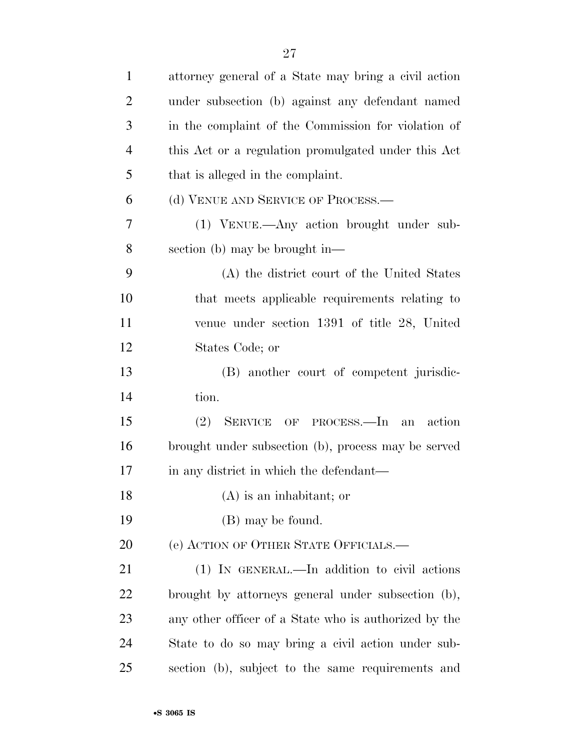attorney general of a State may bring a civil action under subsection (b) against any defendant named in the complaint of the Commission for violation of this Act or a regulation promulgated under this Act that is alleged in the complaint.

(d) VENUE AND SERVICE OF PROCESS.—

(1) VENUE.—Any action brought under subsection (b) may be brought in—

(A) the district court of the United States that meets applicable requirements relating to venue under section 1391 of title 28, United States Code; or

(B) another court of competent jurisdiction.

(2) SERVICE OF PROCESS.—In an action brought under subsection (b), process may be served in any district in which the defendant—

(A) is an inhabitant; or

(B) may be found.

(e) ACTION OF OTHER STATE OFFICIALS.—

(1) IN GENERAL.—In addition to civil actions brought by attorneys general under subsection (b), any other officer of a State who is authorized by the State to do so may bring a civil action under subsection (b), subject to the same requirements and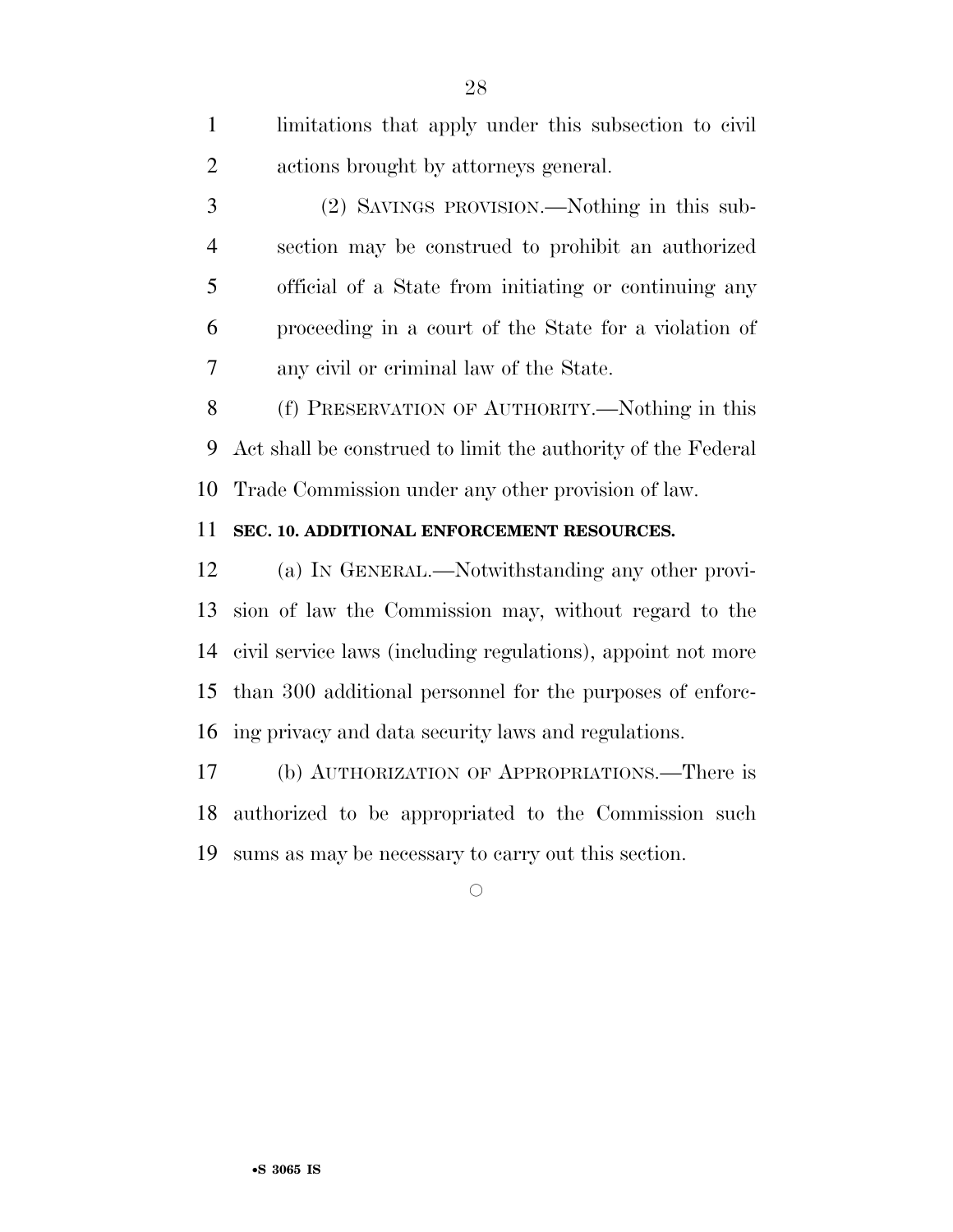limitations that apply under this subsection to civil actions brought by attorneys general.

(2) SAVINGS PROVISION.—Nothing in this subsection may be construed to prohibit an authorized official of a State from initiating or continuing any proceeding in a court of the State for a violation of any civil or criminal law of the State.

(f) PRESERVATION OF AUTHORITY.—Nothing in this Act shall be construed to limit the authority of the Federal Trade Commission under any other provision of law.

**SEC. 10. ADDITIONAL ENFORCEMENT RESOURCES.**

(a) IN GENERAL.—Notwithstanding any other provision of law the Commission may, without regard to the civil service laws (including regulations), appoint not more than 300 additional personnel for the purposes of enforcing privacy and data security laws and regulations.

(b) AUTHORIZATION OF APPROPRIATIONS.—There is authorized to be appropriated to the Commission such sums as may be necessary to carry out this section.